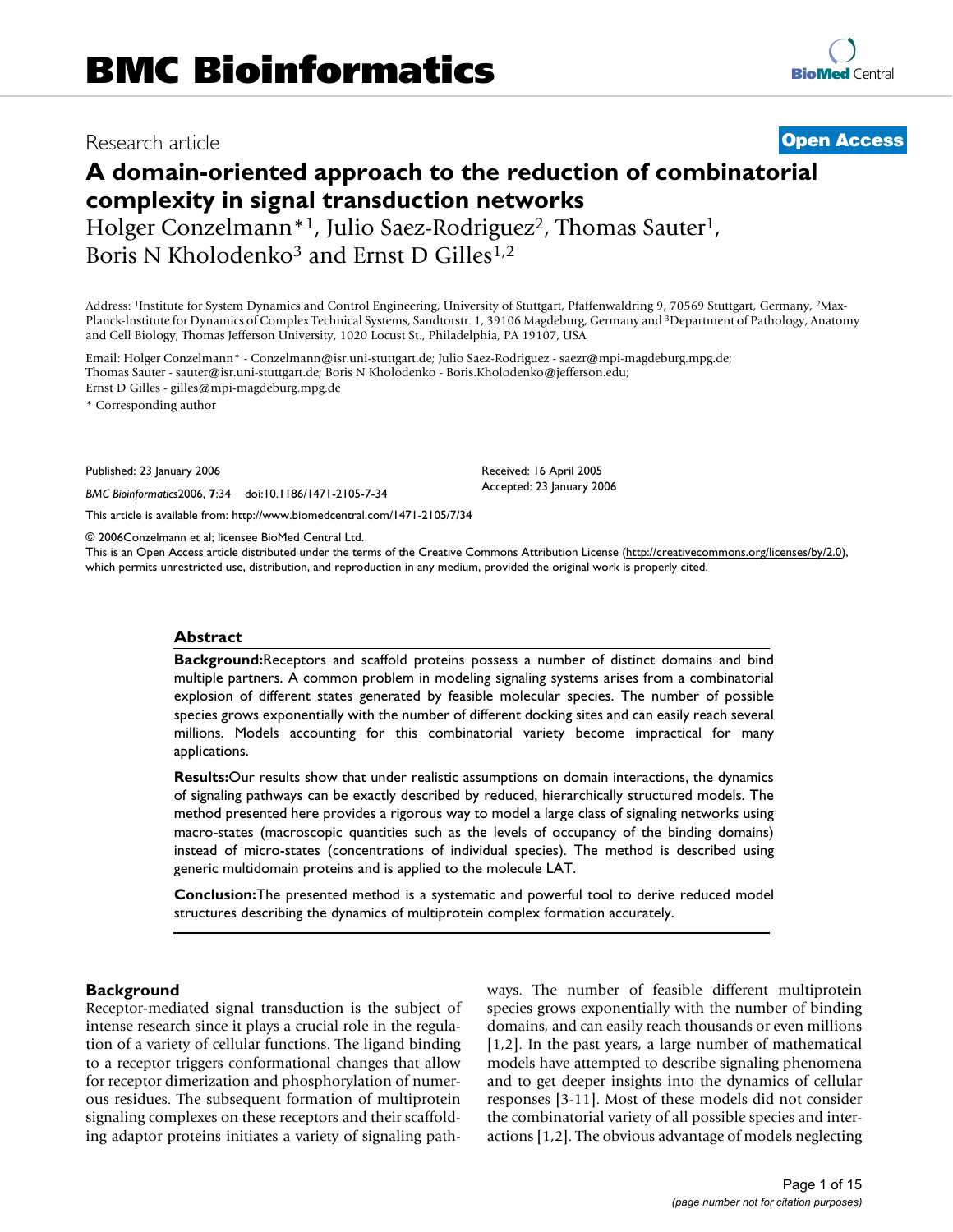# BMC Bioinformatics

Research article

**Open Access**

## A domain-oriented approach to the reduction of combinatorial complexity in signal transduction networks

Holger Conzelmann*[1], Julio Saez-Rodriguez[2], Thomas Sauter[1], Boris N Khodolenko[3] and Ernst D Gilles[1,2]

Address: [1]Institute for System Dynamics and Control Engineering, University of Stuttgart, Pfaffenwaldring 9, 70569 Stuttgart, Germany, [2]Max-Planck-Institute for Dynamics of Complex Technical Systems, Sandtorstr. 1, 39106 Magdeburg, Germany and [3]Department of Pathology, Anatomy and Cell Biology, Thomas Jefferson University, 1020 Locust St., Philadelphia, PA 19107, USA

Email: Holger Conzelmann* - Conzelmann@isr.uni-stuttgart.de; Julio Saez-Rodriguez - saezr@mpi-magdeburg.mpg.de; Thomas Sauter - sauter@isr.uni-stuttgart.de; Boris N Khodolenko - Boris.Kholodenko@jefferson.edu; Ernst D Gilles - gilles@mpi-magdeburg.mpg.de

* Corresponding author

Published: 23 January 2006

*BMC Bioinformatics*2006, **7**:34 doi:10.1186/1471-2105-7-34

Received: 16 April 2005
Accepted: 23 January 2006

This article is available from: http://www.biomedcentral.com/1471-2105/7/34

© 2006Conzelmann et al; licensee BioMed Central Ltd.
This is an Open Access article distributed under the terms of the Creative Commons Attribution License (http://creativecommons.org/licenses/by/2.0), which permits unrestricted use, distribution, and reproduction in any medium, provided the original work is properly cited.

### Abstract

**Background:**Receptors and scaffold proteins possess a number of distinct domains and bind multiple partners. A common problem in modeling signaling systems arises from a combinatorial explosion of different states generated by feasible molecular species. The number of possible species grows exponentially with the number of different docking sites and can easily reach several millions. Models accounting for this combinatorial variety become impractical for many applications.

**Results:**Our results show that under realistic assumptions on domain interactions, the dynamics of signaling pathways can be exactly described by reduced, hierarchically structured models. The method presented here provides a rigorous way to model a large class of signaling networks using macro-states (macroscopic quantities such as the levels of occupancy of the binding domains) instead of micro-states (concentrations of individual species). The method is described using generic multidomain proteins and is applied to the molecule LAT.

**Conclusion:**The presented method is a systematic and powerful tool to derive reduced model structures describing the dynamics of multiprotein complex formation accurately.

### Background

Receptor-mediated signal transduction is the subject of intense research since it plays a crucial role in the regulation of a variety of cellular functions. The ligand binding to a receptor triggers conformational changes that allow for receptor dimerization and phosphorylation of numerous residues. The subsequent formation of multiprotein signaling complexes on these receptors and their scaffolding adaptor proteins initiates a variety of signaling pathways. The number of feasible different multiprotein species grows exponentially with the number of binding domains, and can easily reach thousands or even millions [1,2]. In the past years, a large number of mathematical models have attempted to describe signaling phenomena and to get deeper insights into the dynamics of cellular responses [3-11]. Most of these models did not consider the combinatorial variety of all possible species and interactions [1,2]. The obvious advantage of models neglecting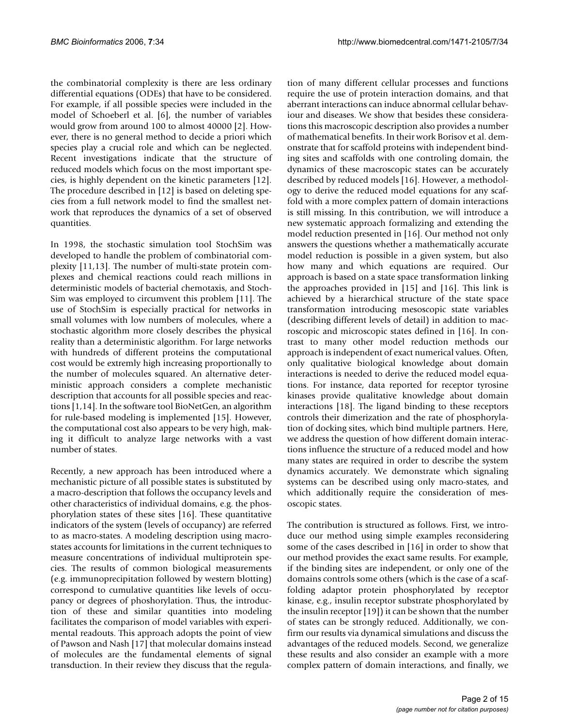the combinatorial complexity is there are less ordinary differential equations (ODEs) that have to be considered. For example, if all possible species were included in the model of Schoeberl et al. [6], the number of variables would grow from around 100 to almost 40000 [2]. However, there is no general method to decide a priori which species play a crucial role and which can be neglected. Recent investigations indicate that the structure of reduced models which focus on the most important species, is highly dependent on the kinetic parameters [12]. The procedure described in [12] is based on deleting species from a full network model to find the smallest network that reproduces the dynamics of a set of observed quantities.

In 1998, the stochastic simulation tool StochSim was developed to handle the problem of combinatorial complexity [11,13]. The number of multi-state protein complexes and chemical reactions could reach millions in deterministic models of bacterial chemotaxis, and StochSim was employed to circumvent this problem [11]. The use of StochSim is especially practical for networks in small volumes with low numbers of molecules, where a stochastic algorithm more closely describes the physical reality than a deterministic algorithm. For large networks with hundreds of different proteins the computational cost would be extremly high increasing proportionally to the number of molecules squared. An alternative deterministic approach considers a complete mechanistic description that accounts for all possible species and reactions [1,14]. In the software tool BioNetGen, an algorithm for rule-based modeling is implemented [15]. However, the computational cost also appears to be very high, making it difficult to analyze large networks with a vast number of states.

Recently, a new approach has been introduced where a mechanistic picture of all possible states is substituted by a macro-description that follows the occupancy levels and other characteristics of individual domains, e.g. the phosphorylation states of these sites [16]. These quantitative indicators of the system (levels of occupancy) are referred to as macro-states. A modeling description using macro-states accounts for limitations in the current techniques to measure concentrations of individual multiprotein species. The results of common biological measurements (e.g. immunoprecipitation followed by western blotting) correspond to cumulative quantities like levels of occupancy or degrees of phoshorylation. Thus, the introduction of these and similar quantities into modeling facilitates the comparison of model variables with experimental readouts. This approach adopts the point of view of Pawson and Nash [17] that molecular domains instead of molecules are the fundamental elements of signal transduction. In their review they discuss that the regulation of many different cellular processes and functions require the use of protein interaction domains, and that aberrant interactions can induce abnormal cellular behaviour and diseases. We show that besides these considerations this macroscopic description also provides a number of mathematical benefits. In their work Borisov et al. demonstrate that for scaffold proteins with independent binding sites and scaffolds with one controling domain, the dynamics of these macroscopic states can be accurately described by reduced models [16]. However, a methodology to derive the reduced model equations for any scaffold with a more complex pattern of domain interactions is still missing. In this contribution, we will introduce a new systematic approach formalizing and extending the model reduction presented in [16]. Our method not only answers the questions whether a mathematically accurate model reduction is possible in a given system, but also how many and which equations are required. Our approach is based on a state space transformation linking the approaches provided in [15] and [16]. This link is achieved by a hierarchical structure of the state space transformation introducing mesoscopic state variables (describing different levels of detail) in addition to macroscopic and microscopic states defined in [16]. In contrast to many other model reduction methods our approach is independent of exact numerical values. Often, only qualitative biological knowledge about domain interactions is needed to derive the reduced model equations. For instance, data reported for receptor tyrosine kinases provide qualitative knowledge about domain interactions [18]. The ligand binding to these receptors controls their dimerization and the rate of phosphorylation of docking sites, which bind multiple partners. Here, we address the question of how different domain interactions influence the structure of a reduced model and how many states are required in order to describe the system dynamics accurately. We demonstrate which signaling systems can be described using only macro-states, and which additionally require the consideration of mesoscopic states.

The contribution is structured as follows. First, we introduce our method using simple examples reconsidering some of the cases described in [16] in order to show that our method provides the exact same results. For example, if the binding sites are independent, or only one of the domains controls some others (which is the case of a scaffolding adaptor protein phosphorylated by receptor kinase, e.g., insulin receptor substrate phosphorylated by the insulin receptor [19]) it can be shown that the number of states can be strongly reduced. Additionally, we confirm our results via dynamical simulations and discuss the advantages of the reduced models. Second, we generalize these results and also consider an example with a more complex pattern of domain interactions, and finally, we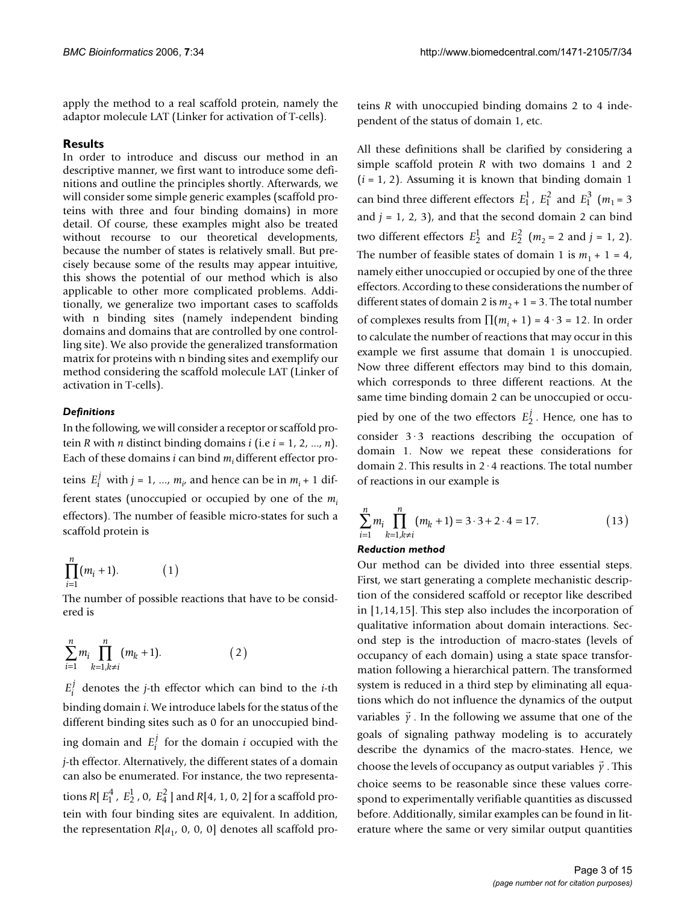apply the method to a real scaffold protein, namely the adaptor molecule LAT (Linker for activation of T-cells).

## Results

In order to introduce and discuss our method in an descriptive manner, we first want to introduce some definitions and outline the principles shortly. Afterwards, we will consider some simple generic examples (scaffold proteins with three and four binding domains) in more detail. Of course, these examples might also be treated without recourse to our theoretical developments, because the number of states is relatively small. But precisely because some of the results may appear intuitive, this shows the potential of our method which is also applicable to other more complicated problems. Additionally, we generalize two important cases to scaffolds with n binding sites (namely independent binding domains and domains that are controlled by one controlling site). We also provide the generalized transformation matrix for proteins with n binding sites and exemplify our method considering the scaffold molecule LAT (Linker of activation in T-cells).

### *Definitions*

In the following, we will consider a receptor or scaffold protein $R$ with $n$ distinct binding domains $i$ (i.e $i = 1, 2, ..., n$). Each of these domains $i$ can bind $m_i$ different effector proteins $E_i^j$ with $j = 1, ..., m_i$, and hence can be in $m_i + 1$ different states (unoccupied or occupied by one of the $m_i$ effectors). The number of feasible micro-states for such a scaffold protein is

$$\prod_{i=1}^{n}(m_i + 1). \qquad (1)$$

The number of possible reactions that have to be considered is

$$\sum_{i=1}^{n} m_i \prod_{k=1,k\neq i}^{n}(m_k + 1). \qquad (2)$$

$E_i^j$ denotes the $j$-th effector which can bind to the $i$-th binding domain $i$. We introduce labels for the status of the different binding sites such as 0 for an unoccupied binding domain and $E_i^j$ for the domain $i$ occupied with the $j$-th effector. Alternatively, the different states of a domain can also be enumerated. For instance, the two representations $R[E_1^4, E_2^1, 0, E_4^2]$ and $R[4, 1, 0, 2]$ for a scaffold protein with four binding sites are equivalent. In addition, the representation $R[a_1, 0, 0, 0]$ denotes all scaffold proteins $R$ with unoccupied binding domains 2 to 4 independent of the status of domain 1, etc.

All these definitions shall be clarified by considering a simple scaffold protein $R$ with two domains 1 and 2 ($i = 1, 2$). Assuming it is known that binding domain 1 can bind three different effectors $E_1^1$, $E_1^2$ and $E_1^3$ ($m_1 = 3$ and $j = 1, 2, 3$), and that the second domain 2 can bind two different effectors $E_2^1$ and $E_2^2$ ($m_2 = 2$ and $j = 1, 2$). The number of feasible states of domain 1 is $m_1 + 1 = 4$, namely either unoccupied or occupied by one of the three effectors. According to these considerations the number of different states of domain 2 is $m_2 + 1 = 3$. The total number of complexes results from $\prod(m_i + 1) = 4 \cdot 3 = 12$. In order to calculate the number of reactions that may occur in this example we first assume that domain 1 is unoccupied. Now three different effectors may bind to this domain, which corresponds to three different reactions. At the same time binding domain 2 can be unoccupied or occupied by one of the two effectors $E_2^j$. Hence, one has to consider $3 \cdot 3$ reactions describing the occupation of domain 1. Now we repeat these considerations for domain 2. This results in $2 \cdot 4$ reactions. The total number of reactions in our example is

$$\sum_{i=1}^{n} m_i \prod_{k=1,k\neq i}^{n}(m_k + 1) = 3 \cdot 3 + 2 \cdot 4 = 17. \qquad (13)$$

### *Reduction method*

Our method can be divided into three essential steps. First, we start generating a complete mechanistic description of the considered scaffold or receptor like described in [1,14,15]. This step also includes the incorporation of qualitative information about domain interactions. Second step is the introduction of macro-states (levels of occupancy of each domain) using a state space transformation following a hierarchical pattern. The transformed system is reduced in a third step by eliminating all equations which do not influence the dynamics of the output variables $\vec{y}$. In the following we assume that one of the goals of signaling pathway modeling is to accurately describe the dynamics of the macro-states. Hence, we choose the levels of occupancy as output variables $\vec{y}$. This choice seems to be reasonable since these values correspond to experimentally verifiable quantities as discussed before. Additionally, similar examples can be found in literature where the same or very similar output quantities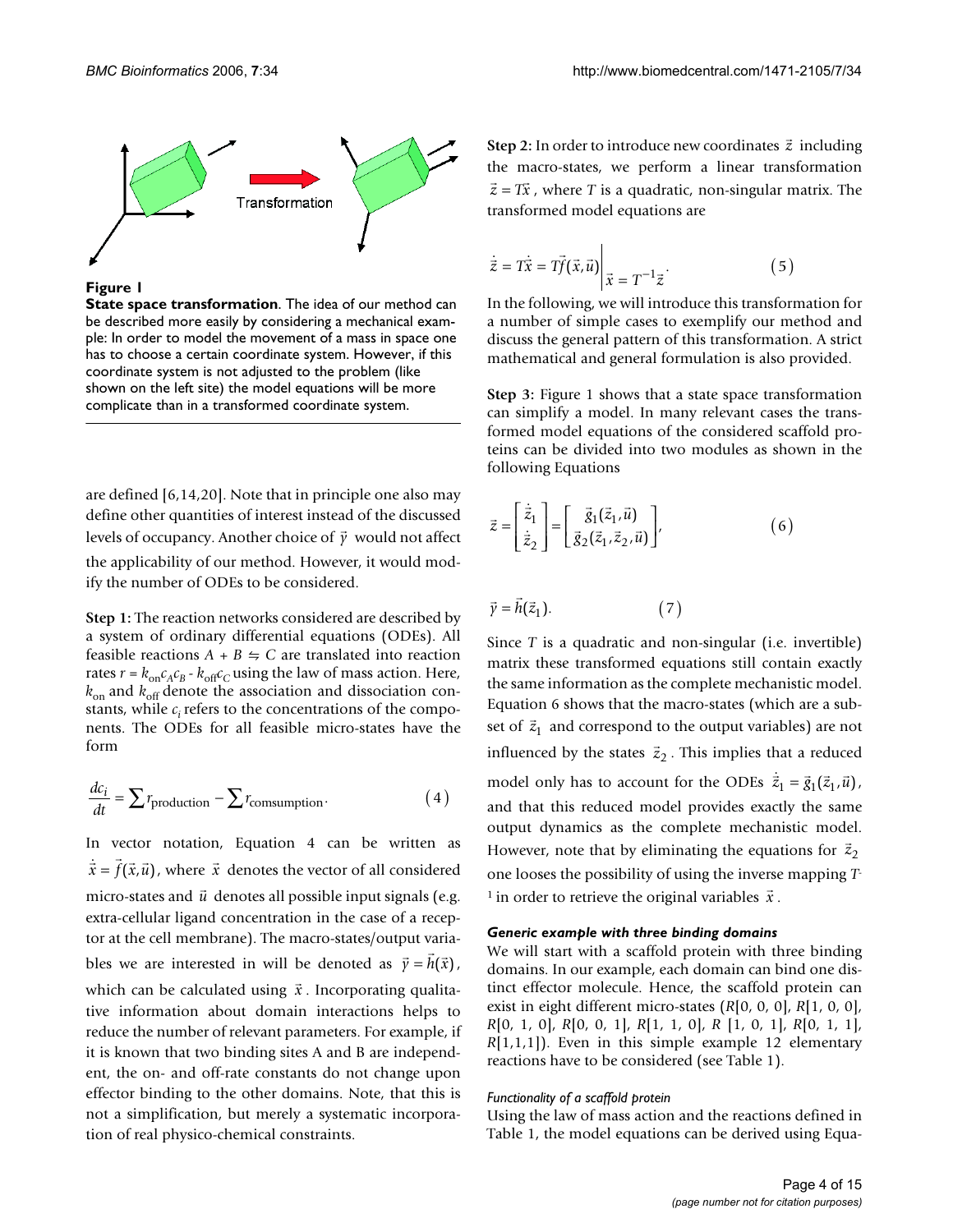**Figure 1**

**State space transformation**. The idea of our method can be described more easily by considering a mechanical example: In order to model the movement of a mass in space one has to choose a certain coordinate system. However, if this coordinate system is not adjusted to the problem (like shown on the left site) the model equations will be more complicate than in a transformed coordinate system.

are defined [6,14,20]. Note that in principle one also may define other quantities of interest instead of the discussed levels of occupancy. Another choice of $\vec{y}$ would not affect the applicability of our method. However, it would modify the number of ODEs to be considered.

**Step 1:** The reaction networks considered are described by a system of ordinary differential equations (ODEs). All feasible reactions $A + B \leftrightharpoons C$ are translated into reaction rates $r = k_{\mathrm{on}}c_A c_B - k_{\mathrm{off}}c_C$ using the law of mass action. Here, $k_{\mathrm{on}}$ and $k_{\mathrm{off}}$ denote the association and dissociation constants, while $c_i$ refers to the concentrations of the components. The ODEs for all feasible micro-states have the form

$$\frac{dc_i}{dt} = \sum r_{\mathrm{production}} - \sum r_{\mathrm{comsumption}}. \qquad (4)$$

In vector notation, Equation 4 can be written as $\dot{\vec{x}} = \vec{f}(\vec{x}, \vec{u})$, where $\vec{x}$ denotes the vector of all considered micro-states and $\vec{u}$ denotes all possible input signals (e.g. extra-cellular ligand concentration in the case of a receptor at the cell membrane). The macro-states/output variables we are interested in will be denoted as $\vec{y} = \vec{h}(\vec{x})$, which can be calculated using $\vec{x}$. Incorporating qualitative information about domain interactions helps to reduce the number of relevant parameters. For example, if it is known that two binding sites A and B are independent, the on- and off-rate constants do not change upon effector binding to the other domains. Note, that this is not a simplification, but merely a systematic incorporation of real physico-chemical constraints.

**Step 2:** In order to introduce new coordinates $\vec{z}$ including the macro-states, we perform a linear transformation $\vec{z} = T\vec{x}$, where $T$ is a quadratic, non-singular matrix. The transformed model equations are

$$\dot{\vec{z}} = T\dot{\vec{x}} = T\vec{f}(\vec{x}, \vec{u})\Big|_{\vec{x} = T^{-1}\vec{z}}. \qquad (5)$$

In the following, we will introduce this transformation for a number of simple cases to exemplify our method and discuss the general pattern of this transformation. A strict mathematical and general formulation is also provided.

**Step 3:** Figure 1 shows that a state space transformation can simplify a model. In many relevant cases the transformed model equations of the considered scaffold proteins can be divided into two modules as shown in the following Equations

$$\dot{\vec{z}} = \begin{bmatrix} \dot{\vec{z}}_1 \\ \dot{\vec{z}}_2 \end{bmatrix} = \begin{bmatrix} \vec{g}_1(\vec{z}_1, \vec{u}) \\ \vec{g}_2(\vec{z}_1, \vec{z}_2, \vec{u}) \end{bmatrix}, \qquad (6)$$

$$\vec{y} = \vec{h}(\vec{z}_1). \qquad (7)$$

Since $T$ is a quadratic and non-singular (i.e. invertible) matrix these transformed equations still contain exactly the same information as the complete mechanistic model. Equation 6 shows that the macro-states (which are a subset of $\vec{z}_1$ and correspond to the output variables) are not influenced by the states $\vec{z}_2$. This implies that a reduced model only has to account for the ODEs $\dot{\vec{z}}_1 = \vec{g}_1(\vec{z}_1, \vec{u})$, and that this reduced model provides exactly the same output dynamics as the complete mechanistic model. However, note that by eliminating the equations for $\vec{z}_2$ one looses the possibility of using the inverse mapping $T^{-1}$ in order to retrieve the original variables $\vec{x}$.

### *Generic example with three binding domains*

We will start with a scaffold protein with three binding domains. In our example, each domain can bind one distinct effector molecule. Hence, the scaffold protein can exist in eight different micro-states ($R$[0, 0, 0], $R$[1, 0, 0], $R$[0, 1, 0], $R$[0, 0, 1], $R$[1, 1, 0], $R$ [1, 0, 1], $R$[0, 1, 1], $R$[1,1,1]). Even in this simple example 12 elementary reactions have to be considered (see Table 1).

#### *Functionality of a scaffold protein*

Using the law of mass action and the reactions defined in Table 1, the model equations can be derived using Equa-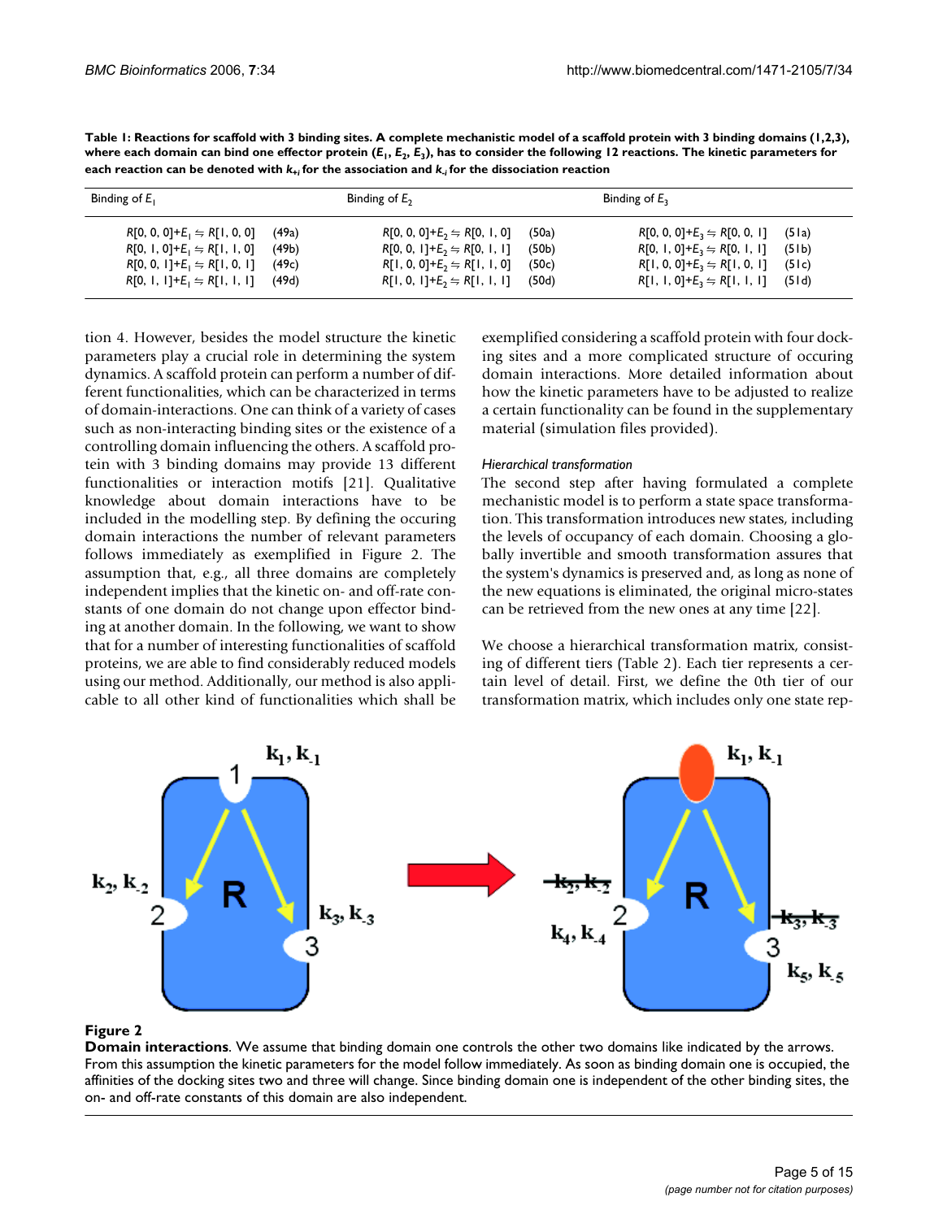**Table 1: Reactions for scaffold with 3 binding sites. A complete mechanistic model of a scaffold protein with 3 binding domains (1,2,3), where each domain can bind one effector protein ($E_1$, $E_2$, $E_3$), has to consider the following 12 reactions. The kinetic parameters for each reaction can be denoted with $k_{+i}$ for the association and $k_{-i}$ for the dissociation reaction**

| Binding of $E_1$ | | Binding of $E_2$ | | Binding of $E_3$ | |
|---|---|---|---|---|---|
| $R[0, 0, 0]+E_1 \leftrightharpoons R[1, 0, 0]$ | (49a) | $R[0, 0, 0]+E_2 \leftrightharpoons R[0, 1, 0]$ | (50a) | $R[0, 0, 0]+E_3 \leftrightharpoons R[0, 0, 1]$ | (51a) |
| $R[0, 1, 0]+E_1 \leftrightharpoons R[1, 1, 0]$ | (49b) | $R[0, 0, 1]+E_2 \leftrightharpoons R[0, 1, 1]$ | (50b) | $R[0, 1, 0]+E_3 \leftrightharpoons R[0, 1, 1]$ | (51b) |
| $R[0, 0, 1]+E_1 \leftrightharpoons R[1, 0, 1]$ | (49c) | $R[1, 0, 0]+E_2 \leftrightharpoons R[1, 1, 0]$ | (50c) | $R[1, 0, 0]+E_3 \leftrightharpoons R[1, 0, 1]$ | (51c) |
| $R[0, 1, 1]+E_1 \leftrightharpoons R[1, 1, 1]$ | (49d) | $R[1, 0, 1]+E_2 \leftrightharpoons R[1, 1, 1]$ | (50d) | $R[1, 1, 0]+E_3 \leftrightharpoons R[1, 1, 1]$ | (51d) |

tion 4. However, besides the model structure the kinetic parameters play a crucial role in determining the system dynamics. A scaffold protein can perform a number of different functionalities, which can be characterized in terms of domain-interactions. One can think of a variety of cases such as non-interacting binding sites or the existence of a controlling domain influencing the others. A scaffold protein with 3 binding domains may provide 13 different functionalities or interaction motifs [21]. Qualitative knowledge about domain interactions have to be included in the modelling step. By defining the occuring domain interactions the number of relevant parameters follows immediately as exemplified in Figure 2. The assumption that, e.g., all three domains are completely independent implies that the kinetic on- and off-rate constants of one domain do not change upon effector binding at another domain. In the following, we want to show that for a number of interesting functionalities of scaffold proteins, we are able to find considerably reduced models using our method. Additionally, our method is also applicable to all other kind of functionalities which shall be exemplified considering a scaffold protein with four docking sites and a more complicated structure of occuring domain interactions. More detailed information about how the kinetic parameters have to be adjusted to realize a certain functionality can be found in the supplementary material (simulation files provided).

*Hierarchical transformation*

The second step after having formulated a complete mechanistic model is to perform a state space transformation. This transformation introduces new states, including the levels of occupancy of each domain. Choosing a globally invertible and smooth transformation assures that the system's dynamics is preserved and, as long as none of the new equations is eliminated, the original micro-states can be retrieved from the new ones at any time [22].

We choose a hierarchical transformation matrix, consisting of different tiers (Table 2). Each tier represents a certain level of detail. First, we define the 0th tier of our transformation matrix, which includes only one state rep-

**Figure 2**

**Domain interactions**. We assume that binding domain one controls the other two domains like indicated by the arrows. From this assumption the kinetic parameters for the model follow immediately. As soon as binding domain one is occupied, the affinities of the docking sites two and three will change. Since binding domain one is independent of the other binding sites, the on- and off-rate constants of this domain are also independent.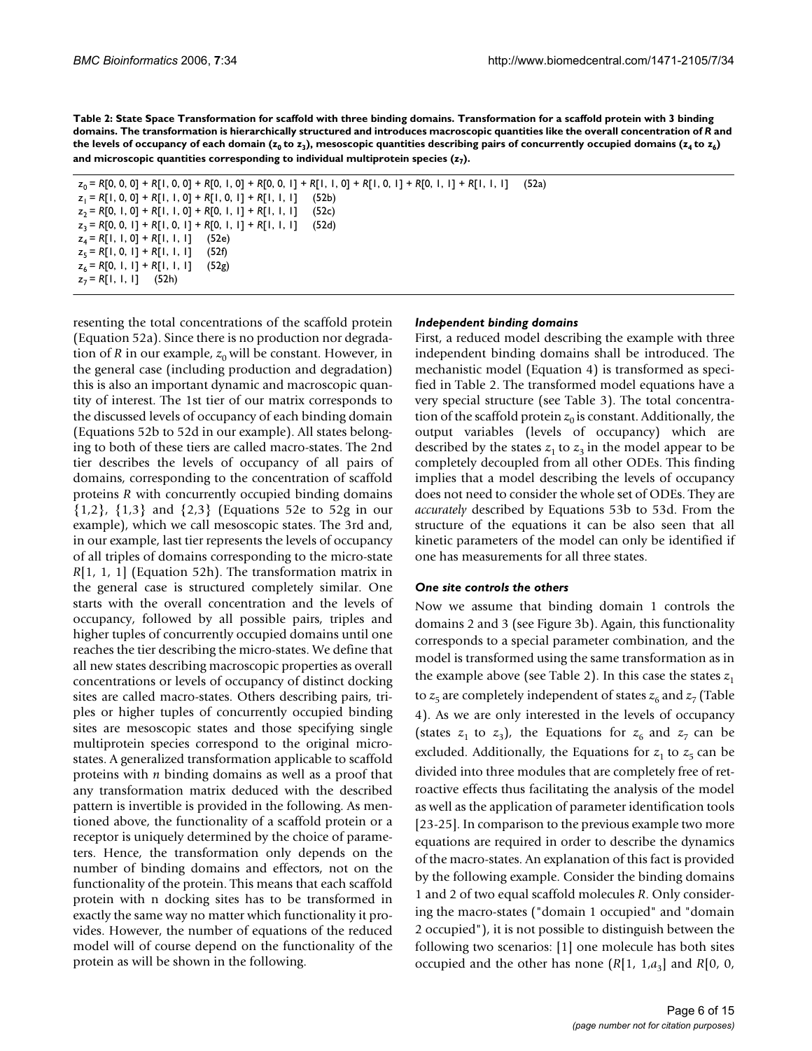**Table 2: State Space Transformation for scaffold with three binding domains. Transformation for a scaffold protein with 3 binding domains. The transformation is hierarchically structured and introduces macroscopic quantities like the overall concentration of *R* and the levels of occupancy of each domain ($z_0$ to $z_3$), mesoscopic quantities describing pairs of concurrently occupied domains ($z_4$ to $z_6$) and microscopic quantities corresponding to individual multiprotein species ($z_7$).**

$$z_0 = R[0, 0, 0] + R[1, 0, 0] + R[0, 1, 0] + R[0, 0, 1] + R[1, 1, 0] + R[1, 0, 1] + R[0, 1, 1] + R[1, 1, 1] \quad (52a)$$
$$z_1 = R[1, 0, 0] + R[1, 1, 0] + R[1, 0, 1] + R[1, 1, 1] \quad (52b)$$
$$z_2 = R[0, 1, 0] + R[1, 1, 0] + R[0, 1, 1] + R[1, 1, 1] \quad (52c)$$
$$z_3 = R[0, 0, 1] + R[1, 0, 1] + R[0, 1, 1] + R[1, 1, 1] \quad (52d)$$
$$z_4 = R[1, 1, 0] + R[1, 1, 1] \quad (52e)$$
$$z_5 = R[1, 0, 1] + R[1, 1, 1] \quad (52f)$$
$$z_6 = R[0, 1, 1] + R[1, 1, 1] \quad (52g)$$
$$z_7 = R[1, 1, 1] \quad (52h)$$

resenting the total concentrations of the scaffold protein (Equation 52a). Since there is no production nor degradation of *R* in our example, $z_0$ will be constant. However, in the general case (including production and degradation) this is also an important dynamic and macroscopic quantity of interest. The 1st tier of our matrix corresponds to the discussed levels of occupancy of each binding domain (Equations 52b to 52d in our example). All states belonging to both of these tiers are called macro-states. The 2nd tier describes the levels of occupancy of all pairs of domains, corresponding to the concentration of scaffold proteins *R* with concurrently occupied binding domains {1,2}, {1,3} and {2,3} (Equations 52e to 52g in our example), which we call mesoscopic states. The 3rd and, in our example, last tier represents the levels of occupancy of all triples of domains corresponding to the micro-state *R*[1, 1, 1] (Equation 52h). The transformation matrix in the general case is structured completely similar. One starts with the overall concentration and the levels of occupancy, followed by all possible pairs, triples and higher tuples of concurrently occupied domains until one reaches the tier describing the micro-states. We define that all new states describing macroscopic properties as overall concentrations or levels of occupancy of distinct docking sites are called macro-states. Others describing pairs, triples or higher tuples of concurrently occupied binding sites are mesoscopic states and those specifying single multiprotein species correspond to the original micro-states. A generalized transformation applicable to scaffold proteins with *n* binding domains as well as a proof that any transformation matrix deduced with the described pattern is invertible is provided in the following. As mentioned above, the functionality of a scaffold protein or a receptor is uniquely determined by the choice of parameters. Hence, the transformation only depends on the number of binding domains and effectors, not on the functionality of the protein. This means that each scaffold protein with n docking sites has to be transformed in exactly the same way no matter which functionality it provides. However, the number of equations of the reduced model will of course depend on the functionality of the protein as will be shown in the following.

### *Independent binding domains*

First, a reduced model describing the example with three independent binding domains shall be introduced. The mechanistic model (Equation 4) is transformed as specified in Table 2. The transformed model equations have a very special structure (see Table 3). The total concentration of the scaffold protein $z_0$ is constant. Additionally, the output variables (levels of occupancy) which are described by the states $z_1$ to $z_3$ in the model appear to be completely decoupled from all other ODEs. This finding implies that a model describing the levels of occupancy does not need to consider the whole set of ODEs. They are *accurately* described by Equations 53b to 53d. From the structure of the equations it can be also seen that all kinetic parameters of the model can only be identified if one has measurements for all three states.

### *One site controls the others*

Now we assume that binding domain 1 controls the domains 2 and 3 (see Figure 3b). Again, this functionality corresponds to a special parameter combination, and the model is transformed using the same transformation as in the example above (see Table 2). In this case the states $z_1$ to $z_5$ are completely independent of states $z_6$ and $z_7$ (Table 4). As we are only interested in the levels of occupancy (states $z_1$ to $z_3$), the Equations for $z_6$ and $z_7$ can be excluded. Additionally, the Equations for $z_1$ to $z_5$ can be divided into three modules that are completely free of retroactive effects thus facilitating the analysis of the model as well as the application of parameter identification tools [23-25]. In comparison to the previous example two more equations are required in order to describe the dynamics of the macro-states. An explanation of this fact is provided by the following example. Consider the binding domains 1 and 2 of two equal scaffold molecules *R*. Only considering the macro-states ("domain 1 occupied" and "domain 2 occupied"), it is not possible to distinguish between the following two scenarios: [1] one molecule has both sites occupied and the other has none ($R[1, 1, a_3]$ and $R[0, 0,$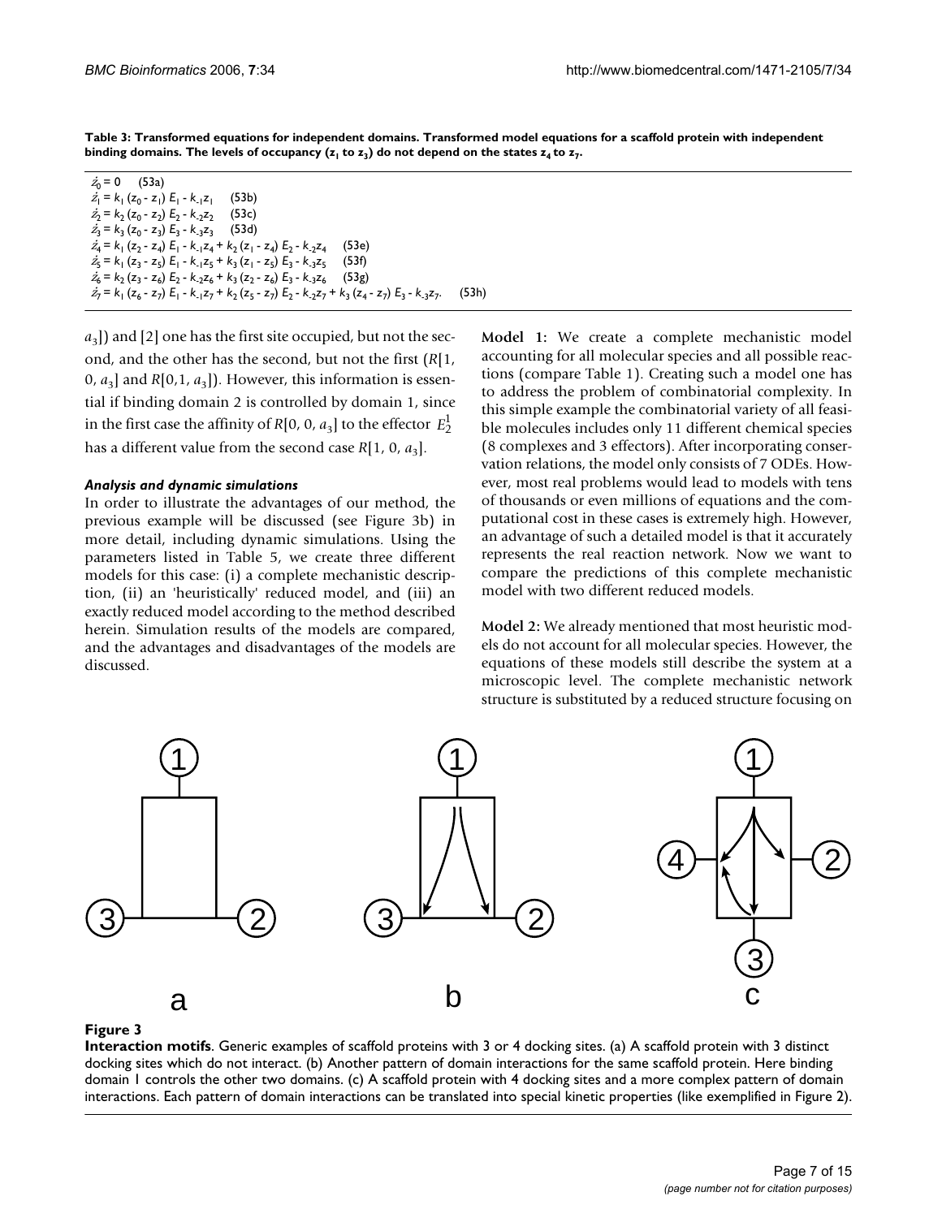**Table 3: Transformed equations for independent domains. Transformed model equations for a scaffold protein with independent binding domains. The levels of occupancy ($z_1$ to $z_3$) do not depend on the states $z_4$ to $z_7$.**

$$\dot{z}_0 = 0 \quad (53a)$$

$$\dot{z}_1 = k_1 (z_0 - z_1) E_1 - k_{-1} z_1 \quad (53b)$$

$$\dot{z}_2 = k_2 (z_0 - z_2) E_2 - k_{-2} z_2 \quad (53c)$$

$$\dot{z}_3 = k_3 (z_0 - z_3) E_3 - k_{-3} z_3 \quad (53d)$$

$$\dot{z}_4 = k_1 (z_2 - z_4) E_1 - k_{-1} z_4 + k_2 (z_1 - z_4) E_2 - k_{-2} z_4 \quad (53e)$$

$$\dot{z}_5 = k_1 (z_3 - z_5) E_1 - k_{-1} z_5 + k_3 (z_1 - z_5) E_3 - k_{-3} z_5 \quad (53f)$$

$$\dot{z}_6 = k_2 (z_3 - z_6) E_2 - k_{-2} z_6 + k_3 (z_2 - z_6) E_3 - k_{-3} z_6 \quad (53g)$$

$$\dot{z}_7 = k_1 (z_6 - z_7) E_1 - k_{-1} z_7 + k_2 (z_5 - z_7) E_2 - k_{-2} z_7 + k_3 (z_4 - z_7) E_3 - k_{-3} z_7. \quad (53h)$$

$a_3$]) and [2] one has the first site occupied, but not the second, and the other has the second, but not the first ($R$[1, 0, $a_3$] and $R$[0,1, $a_3$]). However, this information is essential if binding domain 2 is controlled by domain 1, since in the first case the affinity of $R$[0, 0, $a_3$] to the effector $E_2^1$ has a different value from the second case $R$[1, 0, $a_3$].

### *Analysis and dynamic simulations*

In order to illustrate the advantages of our method, the previous example will be discussed (see Figure 3b) in more detail, including dynamic simulations. Using the parameters listed in Table 5, we create three different models for this case: (i) a complete mechanistic description, (ii) an 'heuristically' reduced model, and (iii) an exactly reduced model according to the method described herein. Simulation results of the models are compared, and the advantages and disadvantages of the models are discussed.

**Model 1:** We create a complete mechanistic model accounting for all molecular species and all possible reactions (compare Table 1). Creating such a model one has to address the problem of combinatorial complexity. In this simple example the combinatorial variety of all feasible molecules includes only 11 different chemical species (8 complexes and 3 effectors). After incorporating conservation relations, the model only consists of 7 ODEs. However, most real problems would lead to models with tens of thousands or even millions of equations and the computational cost in these cases is extremely high. However, an advantage of such a detailed model is that it accurately represents the real reaction network. Now we want to compare the predictions of this complete mechanistic model with two different reduced models.

**Model 2:** We already mentioned that most heuristic models do not account for all molecular species. However, the equations of these models still describe the system at a microscopic level. The complete mechanistic network structure is substituted by a reduced structure focusing on

**Figure 3**

**Interaction motifs**. Generic examples of scaffold proteins with 3 or 4 docking sites. (a) A scaffold protein with 3 distinct docking sites which do not interact. (b) Another pattern of domain interactions for the same scaffold protein. Here binding domain 1 controls the other two domains. (c) A scaffold protein with 4 docking sites and a more complex pattern of domain interactions. Each pattern of domain interactions can be translated into special kinetic properties (like exemplified in Figure 2).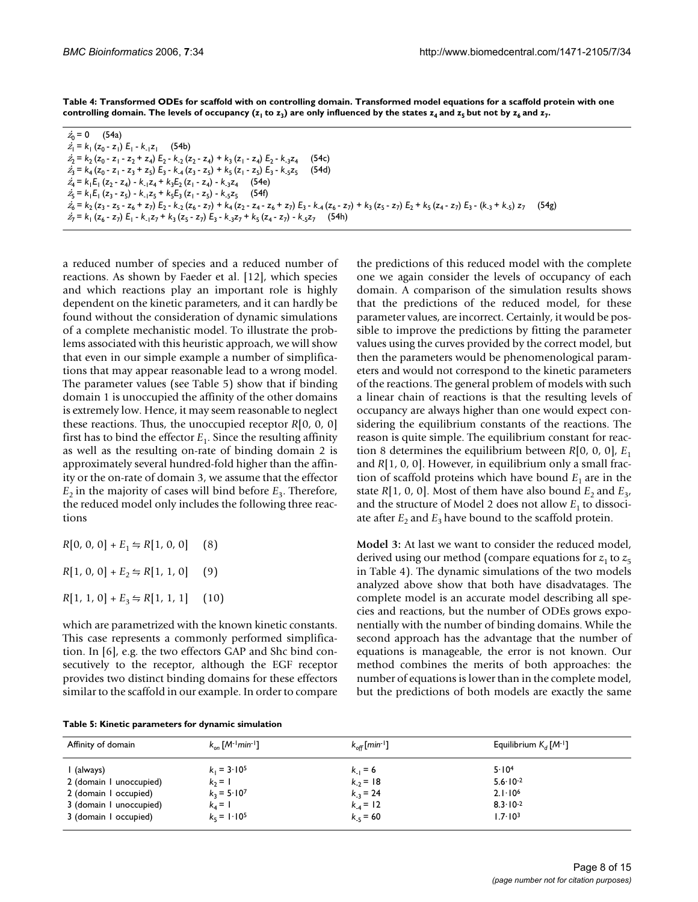**Table 4: Transformed ODEs for scaffold with on controlling domain. Transformed model equations for a scaffold protein with one controlling domain. The levels of occupancy ($z_1$ to $z_3$) are only influenced by the states $z_4$ and $z_5$ but not by $z_6$ and $z_7$.**

$$\dot{z}_0 = 0 \quad \text{(54a)}$$

$$\dot{z}_1 = k_1 (z_0 - z_1) E_1 - k_{-1} z_1 \quad \text{(54b)}$$

$$\dot{z}_2 = k_2 (z_0 - z_1 - z_2 + z_4) E_2 - k_{-2} (z_2 - z_4) + k_3 (z_1 - z_4) E_2 - k_{-3} z_4 \quad \text{(54c)}$$

$$\dot{z}_3 = k_4 (z_0 - z_1 - z_3 + z_5) E_3 - k_{-4} (z_3 - z_5) + k_5 (z_1 - z_5) E_3 - k_{-5} z_5 \quad \text{(54d)}$$

$$\dot{z}_4 = k_1 E_1 (z_2 - z_4) - k_{-1} z_4 + k_3 E_2 (z_1 - z_4) - k_{-3} z_4 \quad \text{(54e)}$$

$$\dot{z}_5 = k_1 E_1 (z_3 - z_5) - k_{-1} z_5 + k_5 E_3 (z_1 - z_5) - k_{-5} z_5 \quad \text{(54f)}$$

$$\dot{z}_6 = k_2 (z_3 - z_5 - z_6 + z_7) E_2 - k_{-2} (z_6 - z_7) + k_4 (z_2 - z_4 - z_6 + z_7) E_3 - k_{-4} (z_6 - z_7) + k_3 (z_5 - z_7) E_2 + k_5 (z_4 - z_7) E_3 - (k_{-3} + k_{-5}) z_7 \quad \text{(54g)}$$

$$\dot{z}_7 = k_1 (z_6 - z_7) E_1 - k_{-1} z_7 + k_3 (z_5 - z_7) E_3 - k_{-3} z_7 + k_5 (z_4 - z_7) - k_{-5} z_7 \quad \text{(54h)}$$

a reduced number of species and a reduced number of reactions. As shown by Faeder et al. [12], which species and which reactions play an important role is highly dependent on the kinetic parameters, and it can hardly be found without the consideration of dynamic simulations of a complete mechanistic model. To illustrate the problems associated with this heuristic approach, we will show that even in our simple example a number of simplifications that may appear reasonable lead to a wrong model. The parameter values (see Table 5) show that if binding domain 1 is unoccupied the affinity of the other domains is extremely low. Hence, it may seem reasonable to neglect these reactions. Thus, the unoccupied receptor $R[0, 0, 0]$ first has to bind the effector $E_1$. Since the resulting affinity as well as the resulting on-rate of binding domain 2 is approximately several hundred-fold higher than the affinity or the on-rate of domain 3, we assume that the effector $E_2$ in the majority of cases will bind before $E_3$. Therefore, the reduced model only includes the following three reactions

$$R[0, 0, 0] + E_1 \leftrightharpoons R[1, 0, 0] \quad (8)$$

$$R[1, 0, 0] + E_2 \leftrightharpoons R[1, 1, 0] \quad (9)$$

$$R[1, 1, 0] + E_3 \leftrightharpoons R[1, 1, 1] \quad (10)$$

which are parametrized with the known kinetic constants. This case represents a commonly performed simplification. In [6], e.g. the two effectors GAP and Shc bind consecutively to the receptor, although the EGF receptor provides two distinct binding domains for these effectors similar to the scaffold in our example. In order to compare the predictions of this reduced model with the complete one we again consider the levels of occupancy of each domain. A comparison of the simulation results shows that the predictions of the reduced model, for these parameter values, are incorrect. Certainly, it would be possible to improve the predictions by fitting the parameter values using the curves provided by the correct model, but then the parameters would be phenomenological parameters and would not correspond to the kinetic parameters of the reactions. The general problem of models with such a linear chain of reactions is that the resulting levels of occupancy are always higher than one would expect considering the equilibrium constants of the reactions. The reason is quite simple. The equilibrium constant for reaction 8 determines the equilibrium between $R[0, 0, 0]$, $E_1$ and $R[1, 0, 0]$. However, in equilibrium only a small fraction of scaffold proteins which have bound $E_1$ are in the state $R[1, 0, 0]$. Most of them have also bound $E_2$ and $E_3$, and the structure of Model 2 does not allow $E_1$ to dissociate after $E_2$ and $E_3$ have bound to the scaffold protein.

**Model 3:** At last we want to consider the reduced model, derived using our method (compare equations for $z_1$ to $z_5$ in Table 4). The dynamic simulations of the two models analyzed above show that both have disadvatages. The complete model is an accurate model describing all species and reactions, but the number of ODEs grows exponentially with the number of binding domains. While the second approach has the advantage that the number of equations is manageable, the error is not known. Our method combines the merits of both approaches: the number of equations is lower than in the complete model, but the predictions of both models are exactly the same

**Table 5: Kinetic parameters for dynamic simulation**

| Affinity of domain | $k_{on}$ [$M^{-1}min^{-1}$] | $k_{off}$ [$min^{-1}$] | Equilibrium $K_d$ [$M^{-1}$] |
|---|---|---|---|
| 1 (always) | $k_1 = 3 \cdot 10^5$ | $k_{-1} = 6$ | $5 \cdot 10^4$ |
| 2 (domain 1 unoccupied) | $k_2 = 1$ | $k_{-2} = 18$ | $5.6 \cdot 10^{-2}$ |
| 2 (domain 1 occupied) | $k_3 = 5 \cdot 10^7$ | $k_{-3} = 24$ | $2.1 \cdot 10^6$ |
| 3 (domain 1 unoccupied) | $k_4 = 1$ | $k_{-4} = 12$ | $8.3 \cdot 10^{-2}$ |
| 3 (domain 1 occupied) | $k_5 = 1 \cdot 10^5$ | $k_{-5} = 60$ | $1.7 \cdot 10^3$ |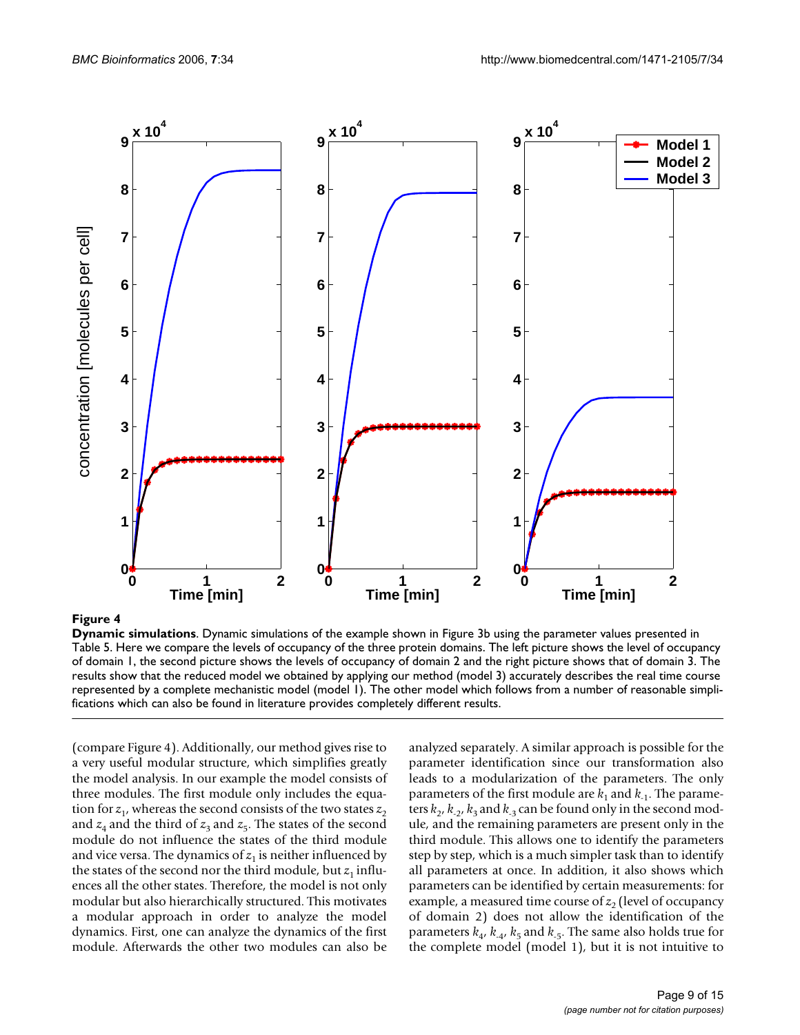**Figure 4**

**Dynamic simulations**. Dynamic simulations of the example shown in Figure 3b using the parameter values presented in Table 5. Here we compare the levels of occupancy of the three protein domains. The left picture shows the level of occupancy of domain 1, the second picture shows the levels of occupancy of domain 2 and the right picture shows that of domain 3. The results show that the reduced model we obtained by applying our method (model 3) accurately describes the real time course represented by a complete mechanistic model (model 1). The other model which follows from a number of reasonable simplifications which can also be found in literature provides completely different results.

(compare Figure 4). Additionally, our method gives rise to a very useful modular structure, which simplifies greatly the model analysis. In our example the model consists of three modules. The first module only includes the equation for $z_1$, whereas the second consists of the two states $z_2$ and $z_4$ and the third of $z_3$ and $z_5$. The states of the second module do not influence the states of the third module and vice versa. The dynamics of $z_1$ is neither influenced by the states of the second nor the third module, but $z_1$ influences all the other states. Therefore, the model is not only modular but also hierarchically structured. This motivates a modular approach in order to analyze the model dynamics. First, one can analyze the dynamics of the first module. Afterwards the other two modules can also be analyzed separately. A similar approach is possible for the parameter identification since our transformation also leads to a modularization of the parameters. The only parameters of the first module are $k_1$ and $k_{-1}$. The parameters $k_2$, $k_{-2}$, $k_3$ and $k_{-3}$ can be found only in the second module, and the remaining parameters are present only in the third module. This allows one to identify the parameters step by step, which is a much simpler task than to identify all parameters at once. In addition, it also shows which parameters can be identified by certain measurements: for example, a measured time course of $z_2$ (level of occupancy of domain 2) does not allow the identification of the parameters $k_4$, $k_{-4}$, $k_5$ and $k_{-5}$. The same also holds true for the complete model (model 1), but it is not intuitive to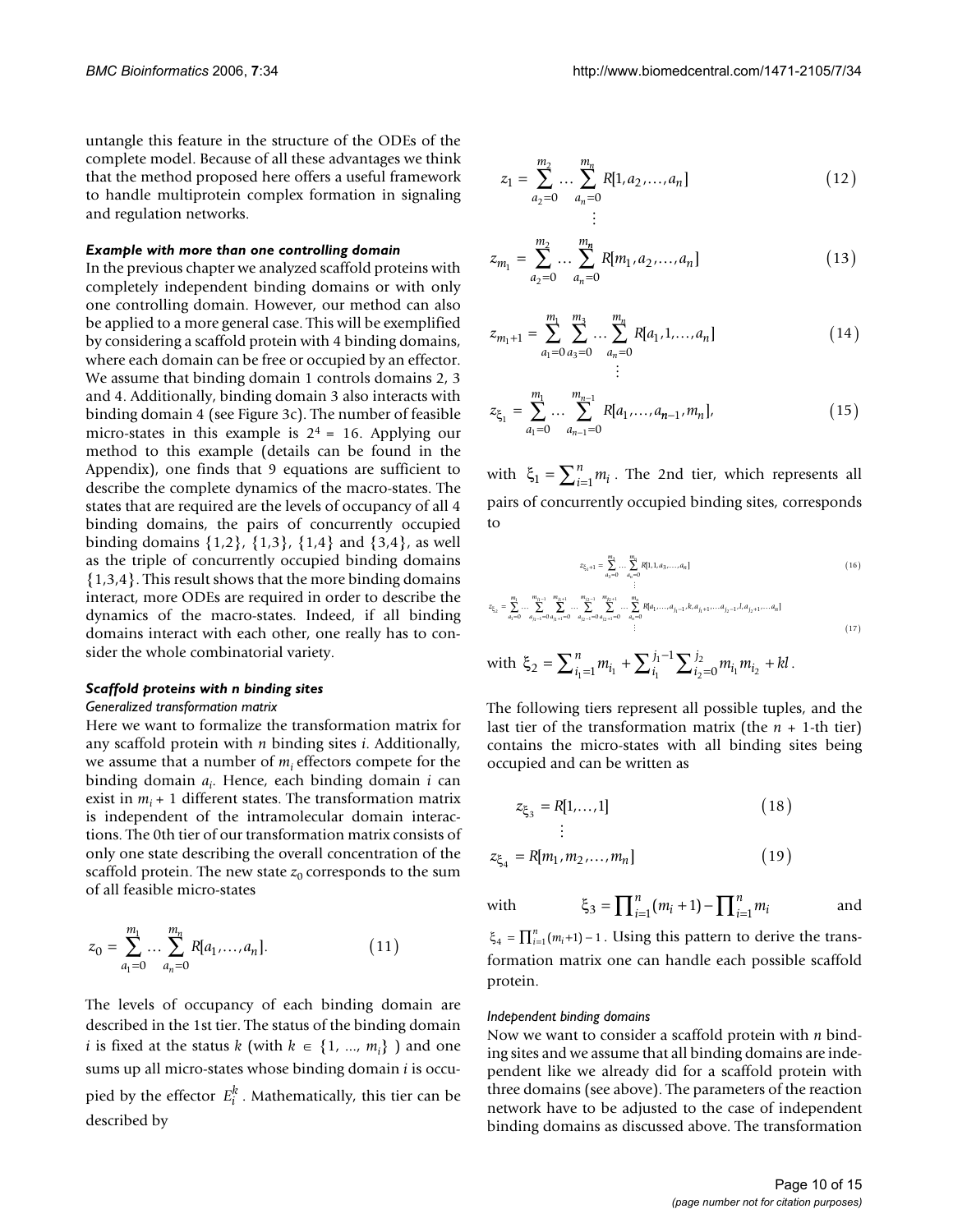untangle this feature in the structure of the ODEs of the complete model. Because of all these advantages we think that the method proposed here offers a useful framework to handle multiprotein complex formation in signaling and regulation networks.

### *Example with more than one controlling domain*

In the previous chapter we analyzed scaffold proteins with completely independent binding domains or with only one controlling domain. However, our method can also be applied to a more general case. This will be exemplified by considering a scaffold protein with 4 binding domains, where each domain can be free or occupied by an effector. We assume that binding domain 1 controls domains 2, 3 and 4. Additionally, binding domain 3 also interacts with binding domain 4 (see Figure 3c). The number of feasible micro-states in this example is $2^4 = 16$. Applying our method to this example (details can be found in the Appendix), one finds that 9 equations are sufficient to describe the complete dynamics of the macro-states. The states that are required are the levels of occupancy of all 4 binding domains, the pairs of concurrently occupied binding domains {1,2}, {1,3}, {1,4} and {3,4}, as well as the triple of concurrently occupied binding domains {1,3,4}. This result shows that the more binding domains interact, more ODEs are required in order to describe the dynamics of the macro-states. Indeed, if all binding domains interact with each other, one really has to consider the whole combinatorial variety.

### *Scaffold proteins with n binding sites*

#### *Generalized transformation matrix*

Here we want to formalize the transformation matrix for any scaffold protein with $n$ binding sites $i$. Additionally, we assume that a number of $m_i$ effectors compete for the binding domain $a_i$. Hence, each binding domain $i$ can exist in $m_i + 1$ different states. The transformation matrix is independent of the intramolecular domain interactions. The 0th tier of our transformation matrix consists of only one state describing the overall concentration of the scaffold protein. The new state $z_0$ corresponds to the sum of all feasible micro-states

$$z_0 = \sum_{a_1=0}^{m_1} \ldots \sum_{a_n=0}^{m_n} R[a_1, \ldots, a_n]. \quad (11)$$

The levels of occupancy of each binding domain are described in the 1st tier. The status of the binding domain $i$ is fixed at the status $k$ (with $k \in \{1, ..., m_i\}$ ) and one sums up all micro-states whose binding domain $i$ is occupied by the effector $E_i^k$. Mathematically, this tier can be described by

$$z_1 = \sum_{a_2=0}^{m_2} \ldots \sum_{a_n=0}^{m_n} R[1, a_2, \ldots, a_n] \quad (12)$$

$$\vdots$$

$$z_{m_1} = \sum_{a_2=0}^{m_2} \ldots \sum_{a_n=0}^{m_n} R[m_1, a_2, \ldots, a_n] \quad (13)$$

$$z_{m_1+1} = \sum_{a_1=0}^{m_1} \sum_{a_3=0}^{m_3} \ldots \sum_{a_n=0}^{m_n} R[a_1, 1, \ldots, a_n] \quad (14)$$

$$\vdots$$

$$z_{\xi_1} = \sum_{a_1=0}^{m_1} \ldots \sum_{a_{n-1}=0}^{m_{n-1}} R[a_1, \ldots, a_{n-1}, m_n], \quad (15)$$

with $\xi_1 = \sum_{i=1}^{n} m_i$. The 2nd tier, which represents all pairs of concurrently occupied binding sites, corresponds to

$$z_{\xi_1+1} = \sum_{a_3=0}^{m_3} \ldots \sum_{a_n=0}^{m_n} R[1, 1, a_3, \ldots, a_n] \quad (16)$$

$$\vdots$$

$$z_{\xi_2} = \sum_{a_1=0}^{m_1} \ldots \sum_{a_{j_1-1}=0}^{m_{j_1-1}} \sum_{a_{j_1+1}=0}^{m_{j_1+1}} \ldots \sum_{a_{j_2-1}=0}^{m_{j_2-1}} \sum_{a_{j_2+1}=0}^{m_{j_2+1}} \ldots \sum_{a_n=0}^{m_n} R[a_1, \ldots, a_{j_1-1}, k, a_{j_1+1}, \ldots, a_{j_2-1}, l, a_{j_2+1}, \ldots, a_n] \quad (17)$$

$$\vdots$$

with $\xi_2 = \sum_{i_1=1}^{n} m_{i_1} + \sum_{i_1}^{j_1-1} \sum_{i_2=0}^{j_2} m_{i_1} m_{i_2} + kl$.

The following tiers represent all possible tuples, and the last tier of the transformation matrix (the $n$ + 1-th tier) contains the micro-states with all binding sites being occupied and can be written as

$$z_{\xi_3} = R[1, \ldots, 1] \quad (18)$$

$$\vdots$$

$$z_{\xi_4} = R[m_1, m_2, \ldots, m_n] \quad (19)$$

with $\xi_3 = \prod_{i=1}^{n} (m_i + 1) - \prod_{i=1}^{n} m_i$ and $\xi_4 = \prod_{i=1}^{n} (m_i + 1) - 1$. Using this pattern to derive the transformation matrix one can handle each possible scaffold protein.

#### *Independent binding domains*

Now we want to consider a scaffold protein with $n$ binding sites and we assume that all binding domains are independent like we already did for a scaffold protein with three domains (see above). The parameters of the reaction network have to be adjusted to the case of independent binding domains as discussed above. The transformation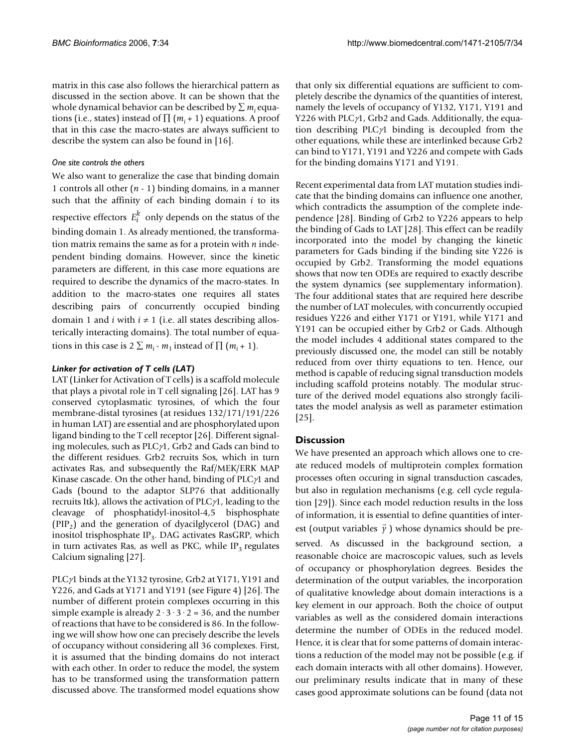matrix in this case also follows the hierarchical pattern as discussed in the section above. It can be shown that the whole dynamical behavior can be described by $\sum m_i$ equations (i.e., states) instead of $\prod (m_i + 1)$ equations. A proof that in this case the macro-states are always sufficient to describe the system can also be found in [16].

#### *One site controls the others*

We also want to generalize the case that binding domain 1 controls all other ($n$ - 1) binding domains, in a manner such that the affinity of each binding domain $i$ to its respective effectors $E_i^k$ only depends on the status of the binding domain 1. As already mentioned, the transformation matrix remains the same as for a protein with $n$ independent binding domains. However, since the kinetic parameters are different, in this case more equations are required to describe the dynamics of the macro-states. In addition to the macro-states one requires all states describing pairs of concurrently occupied binding domain 1 and $i$ with $i \neq 1$ (i.e. all states describing allosterically interacting domains). The total number of equations in this case is $2 \sum m_i - m_1$ instead of $\prod (m_i + 1)$.

### *Linker for activation of T cells (LAT)*

LAT (Linker for Activation of T cells) is a scaffold molecule that plays a pivotal role in T cell signaling [26]. LAT has 9 conserved cytoplasmatic tyrosines, of which the four membrane-distal tyrosines (at residues 132/171/191/226 in human LAT) are essential and are phosphorylated upon ligand binding to the T cell receptor [26]. Different signaling molecules, such as PLC$\gamma$1, Grb2 and Gads can bind to the different residues. Grb2 recruits Sos, which in turn activates Ras, and subsequently the Raf/MEK/ERK MAP Kinase cascade. On the other hand, binding of PLC$\gamma$1 and Gads (bound to the adaptor SLP76 that additionally recruits Itk), allows the activation of PLC$\gamma$1, leading to the cleavage of phosphatidyl-inositol-4,5 bisphosphate ($PIP_2$) and the generation of dyacilglycerol (DAG) and inositol trisphosphate $IP_3$. DAG activates RasGRP, which in turn activates Ras, as well as PKC, while $IP_3$ regulates Calcium signaling [27].

PLC$\gamma$1 binds at the Y132 tyrosine, Grb2 at Y171, Y191 and Y226, and Gads at Y171 and Y191 (see Figure 4) [26]. The number of different protein complexes occurring in this simple example is already $2 \cdot 3 \cdot 3 \cdot 2 = 36$, and the number of reactions that have to be considered is 86. In the following we will show how one can precisely describe the levels of occupancy without considering all 36 complexes. First, it is assumed that the binding domains do not interact with each other. In order to reduce the model, the system has to be transformed using the transformation pattern discussed above. The transformed model equations show that only six differential equations are sufficient to completely describe the dynamics of the quantities of interest, namely the levels of occupancy of Y132, Y171, Y191 and Y226 with PLC$\gamma$1, Grb2 and Gads. Additionally, the equation describing PLC$\gamma$1 binding is decoupled from the other equations, while these are interlinked because Grb2 can bind to Y171, Y191 and Y226 and compete with Gads for the binding domains Y171 and Y191.

Recent experimental data from LAT mutation studies indicate that the binding domains can influence one another, which contradicts the assumption of the complete independence [28]. Binding of Grb2 to Y226 appears to help the binding of Gads to LAT [28]. This effect can be readily incorporated into the model by changing the kinetic parameters for Gads binding if the binding site Y226 is occupied by Grb2. Transforming the model equations shows that now ten ODEs are required to exactly describe the system dynamics (see supplementary information). The four additional states that are required here describe the number of LAT molecules, with concurrently occupied residues Y226 and either Y171 or Y191, while Y171 and Y191 can be occupied either by Grb2 or Gads. Although the model includes 4 additional states compared to the previously discussed one, the model can still be notably reduced from over thirty equations to ten. Hence, our method is capable of reducing signal transduction models including scaffold proteins notably. The modular structure of the derived model equations also strongly facilitates the model analysis as well as parameter estimation [25].

## Discussion

We have presented an approach which allows one to create reduced models of multiprotein complex formation processes often occuring in signal transduction cascades, but also in regulation mechanisms (e.g. cell cycle regulation [29]). Since each model reduction results in the loss of information, it is essential to define quantities of interest (output variables $\vec{y}$ ) whose dynamics should be preserved. As discussed in the background section, a reasonable choice are macroscopic values, such as levels of occupancy or phosphorylation degrees. Besides the determination of the output variables, the incorporation of qualitative knowledge about domain interactions is a key element in our approach. Both the choice of output variables as well as the considered domain interactions determine the number of ODEs in the reduced model. Hence, it is clear that for some patterns of domain interactions a reduction of the model may not be possible (e.g. if each domain interacts with all other domains). However, our preliminary results indicate that in many of these cases good approximate solutions can be found (data not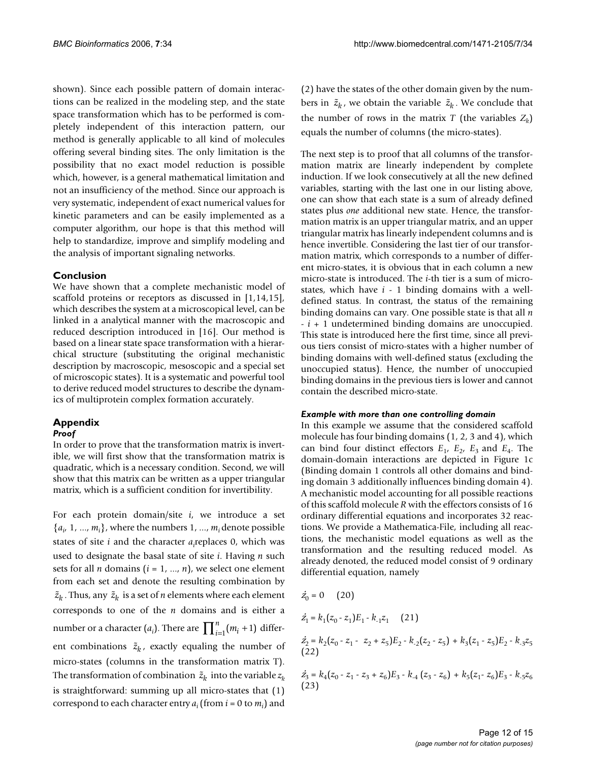shown). Since each possible pattern of domain interactions can be realized in the modeling step, and the state space transformation which has to be performed is completely independent of this interaction pattern, our method is generally applicable to all kind of molecules offering several binding sites. The only limitation is the possibility that no exact model reduction is possible which, however, is a general mathematical limitation and not an insufficiency of the method. Since our approach is very systematic, independent of exact numerical values for kinetic parameters and can be easily implemented as a computer algorithm, our hope is that this method will help to standardize, improve and simplify modeling and the analysis of important signaling networks.

## Conclusion

We have shown that a complete mechanistic model of scaffold proteins or receptors as discussed in [1,14,15], which describes the system at a microscopical level, can be linked in a analytical manner with the macroscopic and reduced description introduced in [16]. Our method is based on a linear state space transformation with a hierarchical structure (substituting the original mechanistic description by macroscopic, mesoscopic and a special set of microscopic states). It is a systematic and powerful tool to derive reduced model structures to describe the dynamics of multiprotein complex formation accurately.

## Appendix

### *Proof*

In order to prove that the transformation matrix is invertible, we will first show that the transformation matrix is quadratic, which is a necessary condition. Second, we will show that this matrix can be written as a upper triangular matrix, which is a sufficient condition for invertibility.

For each protein domain/site $i$, we introduce a set $\{a_i, 1, ..., m_i\}$, where the numbers $1, ..., m_i$ denote possible states of site $i$ and the character $a_i$ replaces 0, which was used to designate the basal state of site $i$. Having $n$ such sets for all $n$ domains ($i = 1, ..., n$), we select one element from each set and denote the resulting combination by $\tilde{z}_k$. Thus, any $\tilde{z}_k$ is a set of $n$ elements where each element corresponds to one of the $n$ domains and is either a number or a character ($a_i$). There are $\prod_{i=1}^{n}(m_i + 1)$ different combinations $\tilde{z}_k$, exactly equaling the number of micro-states (columns in the transformation matrix T). The transformation of combination $\tilde{z}_k$ into the variable $z_k$ is straightforward: summing up all micro-states that (1) correspond to each character entry $a_i$ (from $i = 0$ to $m_i$) and (2) have the states of the other domain given by the numbers in $\tilde{z}_k$, we obtain the variable $\tilde{z}_k$. We conclude that the number of rows in the matrix $T$ (the variables $Z_k$) equals the number of columns (the micro-states).

The next step is to proof that all columns of the transformation matrix are linearly independent by complete induction. If we look consecutively at all the new defined variables, starting with the last one in our listing above, one can show that each state is a sum of already defined states plus *one* additional new state. Hence, the transformation matrix is an upper triangular matrix, and an upper triangular matrix has linearly independent columns and is hence invertible. Considering the last tier of our transformation matrix, which corresponds to a number of different micro-states, it is obvious that in each column a new micro-state is introduced. The $i$-th tier is a sum of micro-states, which have $i$ - 1 binding domains with a well-defined status. In contrast, the status of the remaining binding domains can vary. One possible state is that all $n - i + 1$ undetermined binding domains are unoccupied. This state is introduced here the first time, since all previous tiers consist of micro-states with a higher number of binding domains with well-defined status (excluding the unoccupied status). Hence, the number of unoccupied binding domains in the previous tiers is lower and cannot contain the described micro-state.

### *Example with more than one controlling domain*

In this example we assume that the considered scaffold molecule has four binding domains (1, 2, 3 and 4), which can bind four distinct effectors $E_1$, $E_2$, $E_3$ and $E_4$. The domain-domain interactions are depicted in Figure 1c (Binding domain 1 controls all other domains and binding domain 3 additionally influences binding domain 4). A mechanistic model accounting for all possible reactions of this scaffold molecule $R$ with the effectors consists of 16 ordinary differential equations and incorporates 32 reactions. We provide a Mathematica-File, including all reactions, the mechanistic model equations as well as the transformation and the resulting reduced model. As already denoted, the reduced model consist of 9 ordinary differential equation, namely

$$\dot{z}_0 = 0 \quad (20)$$

$$\dot{z}_1 = k_1(z_0 - z_1)E_1 - k_{-1}z_1 \quad (21)$$

$$\dot{z}_2 = k_2(z_0 - z_1 - z_2 + z_5)E_2 - k_{-2}(z_2 - z_5) + k_3(z_1 - z_5)E_2 - k_{-3}z_5 \quad (22)$$

$$\dot{z}_3 = k_4(z_0 - z_1 - z_3 + z_6)E_3 - k_{-4}(z_3 - z_6) + k_5(z_1 - z_6)E_3 - k_{-5}z_6 \quad (23)$$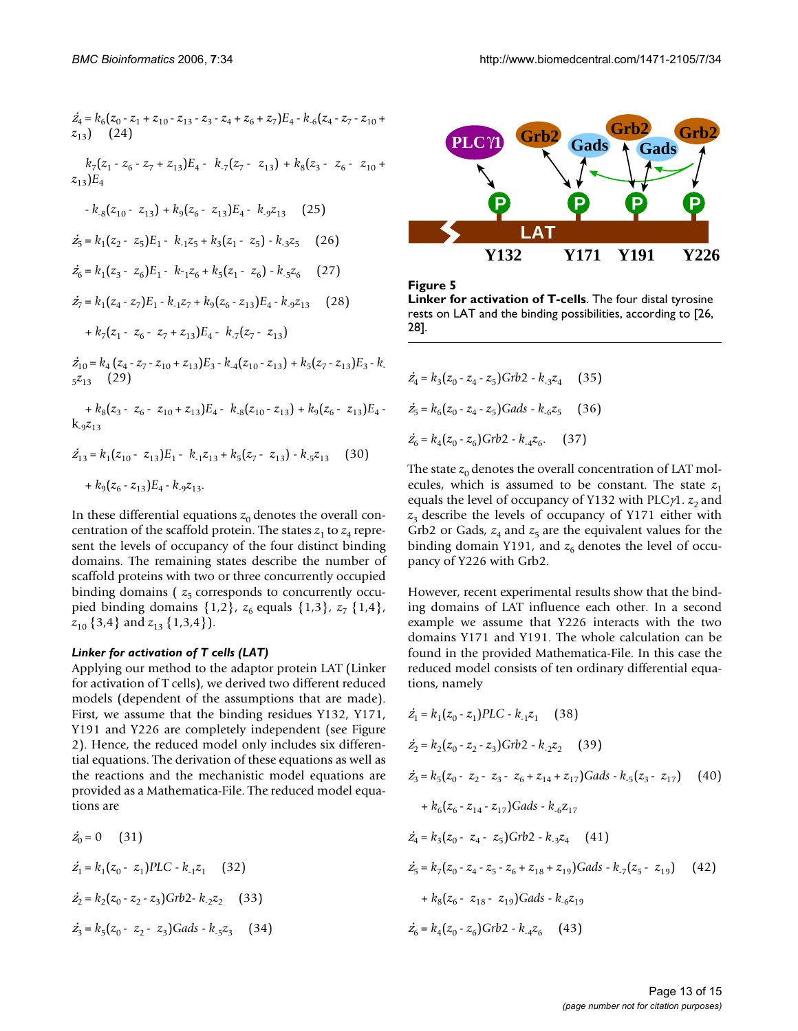$$\dot{z}_4 = k_6(z_0 - z_1 + z_{10} - z_{13} - z_3 - z_4 + z_6 + z_7)E_4 - k_{-6}(z_4 - z_7 - z_{10} + z_{13}) \quad (24)$$

$$k_7(z_1 - z_6 - z_7 + z_{13})E_4 - k_{-7}(z_7 - z_{13}) + k_8(z_3 - z_6 - z_{10} + z_{13})E_4$$

$$- k_{-8}(z_{10} - z_{13}) + k_9(z_6 - z_{13})E_4 - k_{-9}z_{13} \quad (25)$$

$$\dot{z}_5 = k_1(z_2 - z_5)E_1 - k_{-1}z_5 + k_3(z_1 - z_5) - k_{-3}z_5 \quad (26)$$

$$\dot{z}_6 = k_1(z_3 - z_6)E_1 - k_{-1}z_6 + k_5(z_1 - z_6) - k_{-5}z_6 \quad (27)$$

$$\dot{z}_7 = k_1(z_4 - z_7)E_1 - k_{-1}z_7 + k_9(z_6 - z_{13})E_4 - k_{-9}z_{13} \quad (28)$$

$$+ k_7(z_1 - z_6 - z_7 + z_{13})E_4 - k_{-7}(z_7 - z_{13})$$

$$\dot{z}_{10} = k_4(z_4 - z_7 - z_{10} + z_{13})E_3 - k_{-4}(z_{10} - z_{13}) + k_5(z_7 - z_{13})E_3 - k_{-5}z_{13} \quad (29)$$

$$+ k_8(z_3 - z_6 - z_{10} + z_{13})E_4 - k_{-8}(z_{10} - z_{13}) + k_9(z_6 - z_{13})E_4 - k_{-9}z_{13}$$

$$\dot{z}_{13} = k_1(z_{10} - z_{13})E_1 - k_{-1}z_{13} + k_5(z_7 - z_{13}) - k_{-5}z_{13} \quad (30)$$

$$+ k_9(z_6 - z_{13})E_4 - k_{-9}z_{13}.$$

In these differential equations $z_0$ denotes the overall concentration of the scaffold protein. The states $z_1$ to $z_4$ represent the levels of occupancy of the four distinct binding domains. The remaining states describe the number of scaffold proteins with two or three concurrently occupied binding domains ( $z_5$ corresponds to concurrently occupied binding domains {1,2}, $z_6$ equals {1,3}, $z_7$ {1,4}, $z_{10}$ {3,4} and $z_{13}$ {1,3,4}).

### *Linker for activation of T cells (LAT)*

Applying our method to the adaptor protein LAT (Linker for activation of T cells), we derived two different reduced models (dependent of the assumptions that are made). First, we assume that the binding residues Y132, Y171, Y191 and Y226 are completely independent (see Figure 2). Hence, the reduced model only includes six differential equations. The derivation of these equations as well as the reactions and the mechanistic model equations are provided as a Mathematica-File. The reduced model equations are

$$\dot{z}_0 = 0 \quad (31)$$

$$\dot{z}_1 = k_1(z_0 - z_1)PLC - k_{-1}z_1 \quad (32)$$

$$\dot{z}_2 = k_2(z_0 - z_2 - z_3)Grb2 - k_{-2}z_2 \quad (33)$$

$$\dot{z}_3 = k_5(z_0 - z_2 - z_3)Gads - k_{-5}z_3 \quad (34)$$

**Figure 5**

**Linker for activation of T-cells**. The four distal tyrosine rests on LAT and the binding possibilities, according to [26, 28].

$$\dot{z}_4 = k_3(z_0 - z_4 - z_5)Grb2 - k_{-3}z_4 \quad (35)$$

$$\dot{z}_5 = k_6(z_0 - z_4 - z_5)Gads - k_{-6}z_5 \quad (36)$$

$$\dot{z}_6 = k_4(z_0 - z_6)Grb2 - k_{-4}z_6. \quad (37)$$

The state $z_0$ denotes the overall concentration of LAT molecules, which is assumed to be constant. The state $z_1$ equals the level of occupancy of Y132 with PLC$\gamma$1. $z_2$ and $z_3$ describe the levels of occupancy of Y171 either with Grb2 or Gads, $z_4$ and $z_5$ are the equivalent values for the binding domain Y191, and $z_6$ denotes the level of occupancy of Y226 with Grb2.

However, recent experimental results show that the binding domains of LAT influence each other. In a second example we assume that Y226 interacts with the two domains Y171 and Y191. The whole calculation can be found in the provided Mathematica-File. In this case the reduced model consists of ten ordinary differential equations, namely

$$\dot{z}_1 = k_1(z_0 - z_1)PLC - k_{-1}z_1 \quad (38)$$

$$\dot{z}_2 = k_2(z_0 - z_2 - z_3)Grb2 - k_{-2}z_2 \quad (39)$$

$$\dot{z}_3 = k_5(z_0 - z_2 - z_3 - z_6 + z_{14} + z_{17})Gads - k_{-5}(z_3 - z_{17}) \quad (40)$$

$$+ k_6(z_6 - z_{14} - z_{17})Gads - k_{-6}z_{17}$$

$$\dot{z}_4 = k_3(z_0 - z_4 - z_5)Grb2 - k_{-3}z_4 \quad (41)$$

$$\dot{z}_5 = k_7(z_0 - z_4 - z_5 - z_6 + z_{18} + z_{19})Gads - k_{-7}(z_5 - z_{19}) \quad (42)$$

$$+ k_8(z_6 - z_{18} - z_{19})Gads - k_{-6}z_{19}$$

$$\dot{z}_6 = k_4(z_0 - z_6)Grb2 - k_{-4}z_6 \quad (43)$$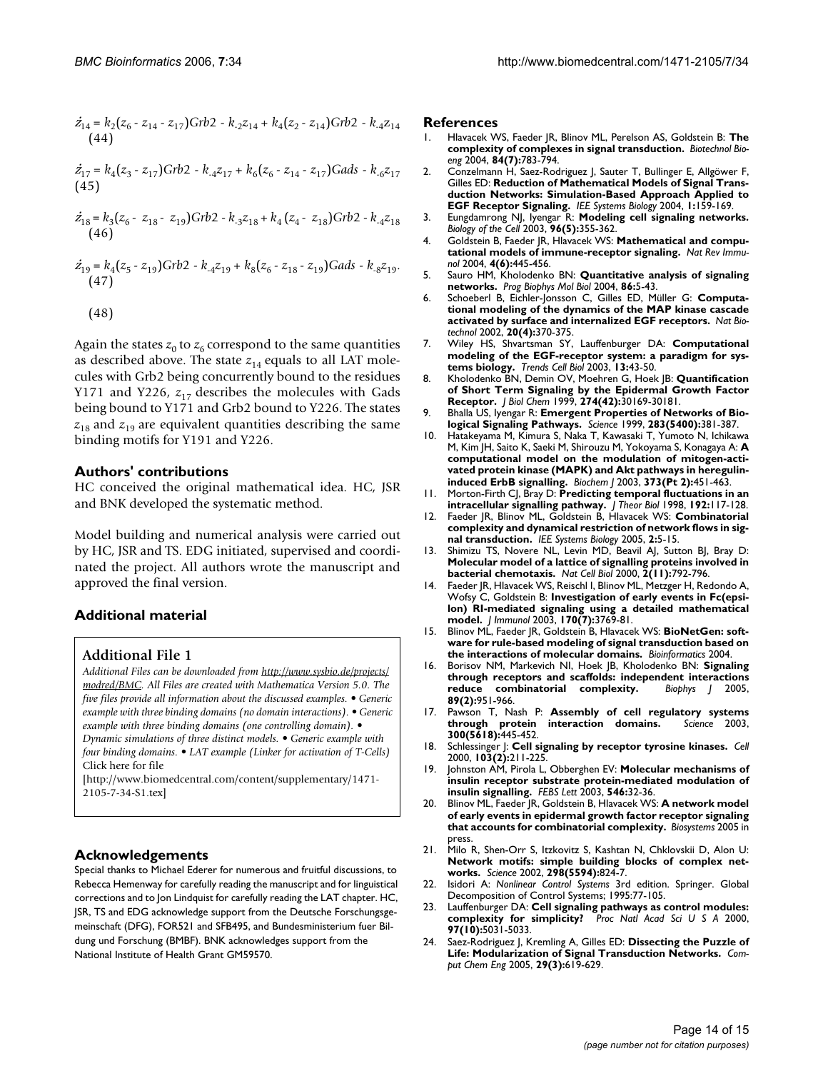$$\dot{z}_{14} = k_2(z_6 - z_{14} - z_{17})Grb2 - k_{-2}z_{14} + k_4(z_2 - z_{14})Grb2 - k_{-4}z_{14} \quad (44)$$

$$\dot{z}_{17} = k_4(z_3 - z_{17})Grb2 - k_{-4}z_{17} + k_6(z_6 - z_{14} - z_{17})Gads - k_{-6}z_{17} \quad (45)$$

$$\dot{z}_{18} = k_3(z_6 - z_{18} - z_{19})Grb2 - k_{-3}z_{18} + k_4(z_4 - z_{18})Grb2 - k_{-4}z_{18} \quad (46)$$

$$\dot{z}_{19} = k_4(z_5 - z_{19})Grb2 - k_{-4}z_{19} + k_8(z_6 - z_{18} - z_{19})Gads - k_{-8}z_{19}. \quad (47)$$

$$(48)$$

Again the states $z_0$ to $z_6$ correspond to the same quantities as described above. The state $z_{14}$ equals to all LAT molecules with Grb2 being concurrently bound to the residues Y171 and Y226, $z_{17}$ describes the molecules with Gads being bound to Y171 and Grb2 bound to Y226. The states $z_{18}$ and $z_{19}$ are equivalent quantities describing the same binding motifs for Y191 and Y226.

## Authors' contributions

HC conceived the original mathematical idea. HC, JSR and BNK developed the systematic method.

Model building and numerical analysis were carried out by HC, JSR and TS. EDG initiated, supervised and coordinated the project. All authors wrote the manuscript and approved the final version.

## Additional material

### Additional File 1

*Additional Files can be downloaded from http://www.sysbio.de/projects/modred/BMC. All Files are created with Mathematica Version 5.0. The five files provide all information about the discussed examples. • Generic example with three binding domains (no domain interactions). • Generic example with three binding domains (one controlling domain). • Dynamic simulations of three distinct models. • Generic example with four binding domains. • LAT example (Linker for activation of T-Cells)*
Click here for file
[http://www.biomedcentral.com/content/supplementary/1471-2105-7-34-S1.tex]

## Acknowledgements

Special thanks to Michael Ederer for numerous and fruitful discussions, to Rebecca Hemenway for carefully reading the manuscript and for linguistical corrections and to Jon Lindquist for carefully reading the LAT chapter. HC, JSR, TS and EDG acknowledge support from the Deutsche Forschungsgemeinschaft (DFG), FOR521 and SFB495, and Bundesministerium fuer Bildung und Forschung (BMBF). BNK acknowledges support from the National Institute of Health Grant GM59570.

## References

1. Hlavacek WS, Faeder JR, Blinov ML, Perelson AS, Goldstein B: **The complexity of complexes in signal transduction.** *Biotechnol Bioeng* 2004, **84(7):**783-794.
2. Conzelmann H, Saez-Rodriguez J, Sauter T, Bullinger E, Allgöwer F, Gilles ED: **Reduction of Mathematical Models of Signal Transduction Networks: Simulation-Based Approach Applied to EGF Receptor Signaling.** *IEE Systems Biology* 2004, **1:**159-169.
3. Eungdamrong NJ, Iyengar R: **Modeling cell signaling networks.** *Biology of the Cell* 2003, **96(5):**355-362.
4. Goldstein B, Faeder JR, Hlavacek WS: **Mathematical and computational models of immune-receptor signaling.** *Nat Rev Immunol* 2004, **4(6):**445-456.
5. Sauro HM, Kholodenko BN: **Quantitative analysis of signaling networks.** *Prog Biophys Mol Biol* 2004, **86:**5-43.
6. Schoeberl B, Eichler-Jonsson C, Gilles ED, Müller G: **Computational modeling of the dynamics of the MAP kinase cascade activated by surface and internalized EGF receptors.** *Nat Biotechnol* 2002, **20(4):**370-375.
7. Wiley HS, Shvartsman SY, Lauffenburger DA: **Computational modeling of the EGF-receptor system: a paradigm for systems biology.** *Trends Cell Biol* 2003, **13:**43-50.
8. Kholodenko BN, Demin OV, Moehren G, Hoek JB: **Quantification of Short Term Signaling by the Epidermal Growth Factor Receptor.** *J Biol Chem* 1999, **274(42):**30169-30181.
9. Bhalla US, Iyengar R: **Emergent Properties of Networks of Biological Signaling Pathways.** *Science* 1999, **283(5400):**381-387.
10. Hatakeyama M, Kimura S, Naka T, Kawasaki T, Yumoto N, Ichikawa M, Kim JH, Saito K, Saeki M, Shirouzu M, Yokoyama S, Konagaya A: **A computational model on the modulation of mitogen-activated protein kinase (MAPK) and Akt pathways in heregulin-induced ErbB signalling.** *Biochem J* 2003, **373(Pt 2):**451-463.
11. Morton-Firth CJ, Bray D: **Predicting temporal fluctuations in an intracellular signalling pathway.** *J Theor Biol* 1998, **192:**117-128.
12. Faeder JR, Blinov ML, Goldstein B, Hlavacek WS: **Combinatorial complexity and dynamical restriction of network flows in signal transduction.** *IEE Systems Biology* 2005, **2:**5-15.
13. Shimizu TS, Novere NL, Levin MD, Beavil AJ, Sutton BJ, Bray D: **Molecular model of a lattice of signalling proteins involved in bacterial chemotaxis.** *Nat Cell Biol* 2000, **2(11):**792-796.
14. Faeder JR, Hlavacek WS, Reischl I, Blinov ML, Metzger H, Redondo A, Wofsy C, Goldstein B: **Investigation of early events in Fc(epsilon) RI-mediated signaling using a detailed mathematical model.** *J Immunol* 2003, **170(7):**3769-81.
15. Blinov ML, Faeder JR, Goldstein B, Hlavacek WS: **BioNetGen: software for rule-based modeling of signal transduction based on the interactions of molecular domains.** *Bioinformatics* 2004.
16. Borisov NM, Markevich NI, Hoek JB, Kholodenko BN: **Signaling through receptors and scaffolds: independent interactions reduce combinatorial complexity.** *Biophys J* 2005, **89(2):**951-966.
17. Pawson T, Nash P: **Assembly of cell regulatory systems through protein interaction domains.** *Science* 2003, **300(5618):**445-452.
18. Schlessinger J: **Cell signaling by receptor tyrosine kinases.** *Cell* 2000, **103(2):**211-225.
19. Johnston AM, Pirola L, Obberghen EV: **Molecular mechanisms of insulin receptor substrate protein-mediated modulation of insulin signalling.** *FEBS Lett* 2003, **546:**32-36.
20. Blinov ML, Faeder JR, Goldstein B, Hlavacek WS: **A network model of early events in epidermal growth factor receptor signaling that accounts for combinatorial complexity.** *Biosystems* 2005 in press.
21. Milo R, Shen-Orr S, Itzkovitz S, Kashtan N, Chklovskii D, Alon U: **Network motifs: simple building blocks of complex networks.** *Science* 2002, **298(5594):**824-7.
22. Isidori A: *Nonlinear Control Systems* 3rd edition. Springer. Global Decomposition of Control Systems; 1995:77-105.
23. Lauffenburger DA: **Cell signaling pathways as control modules: complexity for simplicity?** *Proc Natl Acad Sci U S A* 2000, **97(10):**5031-5033.
24. Saez-Rodriguez J, Kremling A, Gilles ED: **Dissecting the Puzzle of Life: Modularization of Signal Transduction Networks.** *Comput Chem Eng* 2005, **29(3):**619-629.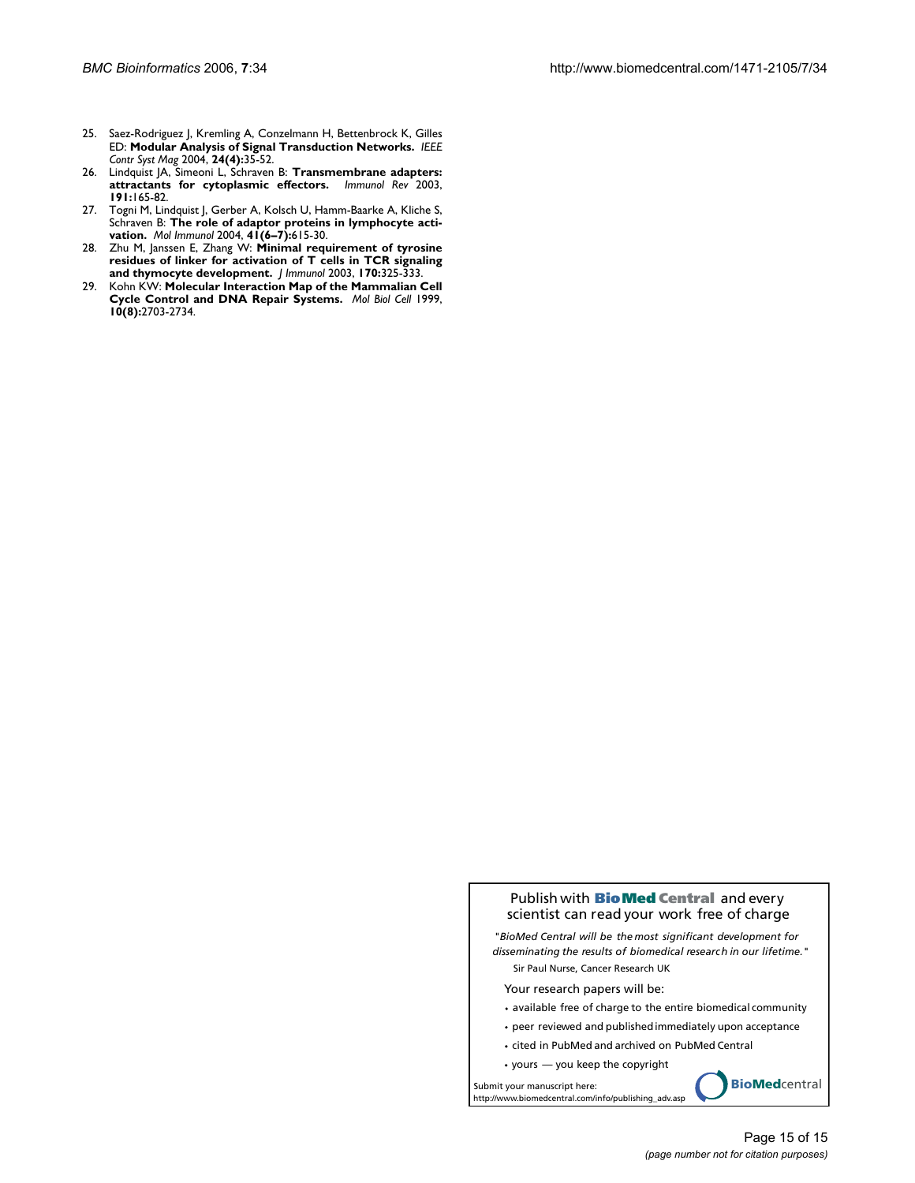25. Saez-Rodriguez J, Kremling A, Conzelmann H, Bettenbrock K, Gilles ED: **Modular Analysis of Signal Transduction Networks.** *IEEE Contr Syst Mag* 2004, **24(4):**35-52.
26. Lindquist JA, Simeoni L, Schraven B: **Transmembrane adapters: attractants for cytoplasmic effectors.** *Immunol Rev* 2003, **191:**165-82.
27. Togni M, Lindquist J, Gerber A, Kolsch U, Hamm-Baarke A, Kliche S, Schraven B: **The role of adaptor proteins in lymphocyte activation.** *Mol Immunol* 2004, **41(6–7):**615-30.
28. Zhu M, Janssen E, Zhang W: **Minimal requirement of tyrosine residues of linker for activation of T cells in TCR signaling and thymocyte development.** *J Immunol* 2003, **170:**325-333.
29. Kohn KW: **Molecular Interaction Map of the Mammalian Cell Cycle Control and DNA Repair Systems.** *Mol Biol Cell* 1999, **10(8):**2703-2734.

Publish with **BioMed Central** and every scientist can read your work free of charge

*"BioMed Central will be the most significant development for disseminating the results of biomedical research in our lifetime."*
Sir Paul Nurse, Cancer Research UK

Your research papers will be:

- available free of charge to the entire biomedical community
- peer reviewed and published immediately upon acceptance
- cited in PubMed and archived on PubMed Central
- yours — you keep the copyright

Submit your manuscript here:
http://www.biomedcentral.com/info/publishing_adv.asp

**BioMed**central